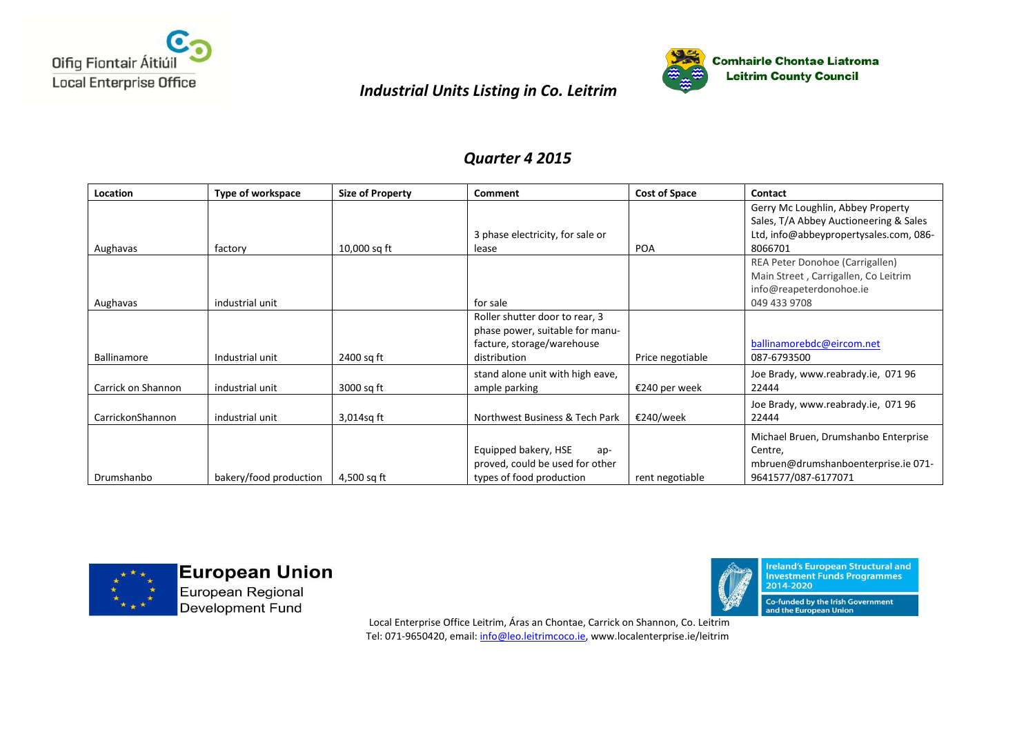Oifig Fiontair Áitiúil
Local Enterprise Office

Comhairle Chontae Liatroma
Leitrim County Council

# *Industrial Units Listing in Co. Leitrim*

## *Quarter 4 2015*

| Location | Type of workspace | Size of Property | Comment | Cost of Space | Contact |
|---|---|---|---|---|---|
| Aughavas | factory | 10,000 sq ft | 3 phase electricity, for sale or lease | POA | Gerry Mc Loughlin, Abbey Property Sales, T/A Abbey Auctioneering & Sales Ltd, info@abbeypropertysales.com, 086-8066701 |
| Aughavas | industrial unit | | for sale | | REA Peter Donohoe (Carrigallen) Main Street , Carrigallen, Co Leitrim info@reapeterdonohoe.ie 049 433 9708 |
| Ballinamore | Industrial unit | 2400 sq ft | Roller shutter door to rear, 3 phase power, suitable for manu-facture, storage/warehouse distribution | Price negotiable | ballinamorebdc@eircom.net 087-6793500 |
| Carrick on Shannon | industrial unit | 3000 sq ft | stand alone unit with high eave, ample parking | €240 per week | Joe Brady, www.reabrady.ie, 071 96 22444 |
| CarrickonShannon | industrial unit | 3,014sq ft | Northwest Business & Tech Park | €240/week | Joe Brady, www.reabrady.ie, 071 96 22444 |
| Drumshanbo | bakery/food production | 4,500 sq ft | Equipped bakery, HSE approved, could be used for other types of food production | rent negotiable | Michael Bruen, Drumshanbo Enterprise Centre, mbruen@drumshanboenterprise.ie 071-9641577/087-6177071 |

European Union
European Regional Development Fund

Ireland's European Structural and Investment Funds Programmes 2014-2020
Co-funded by the Irish Government and the European Union

Local Enterprise Office Leitrim, Áras an Chontae, Carrick on Shannon, Co. Leitrim
Tel: 071-9650420, email: info@leo.leitrimcoco.ie, www.localenterprise.ie/leitrim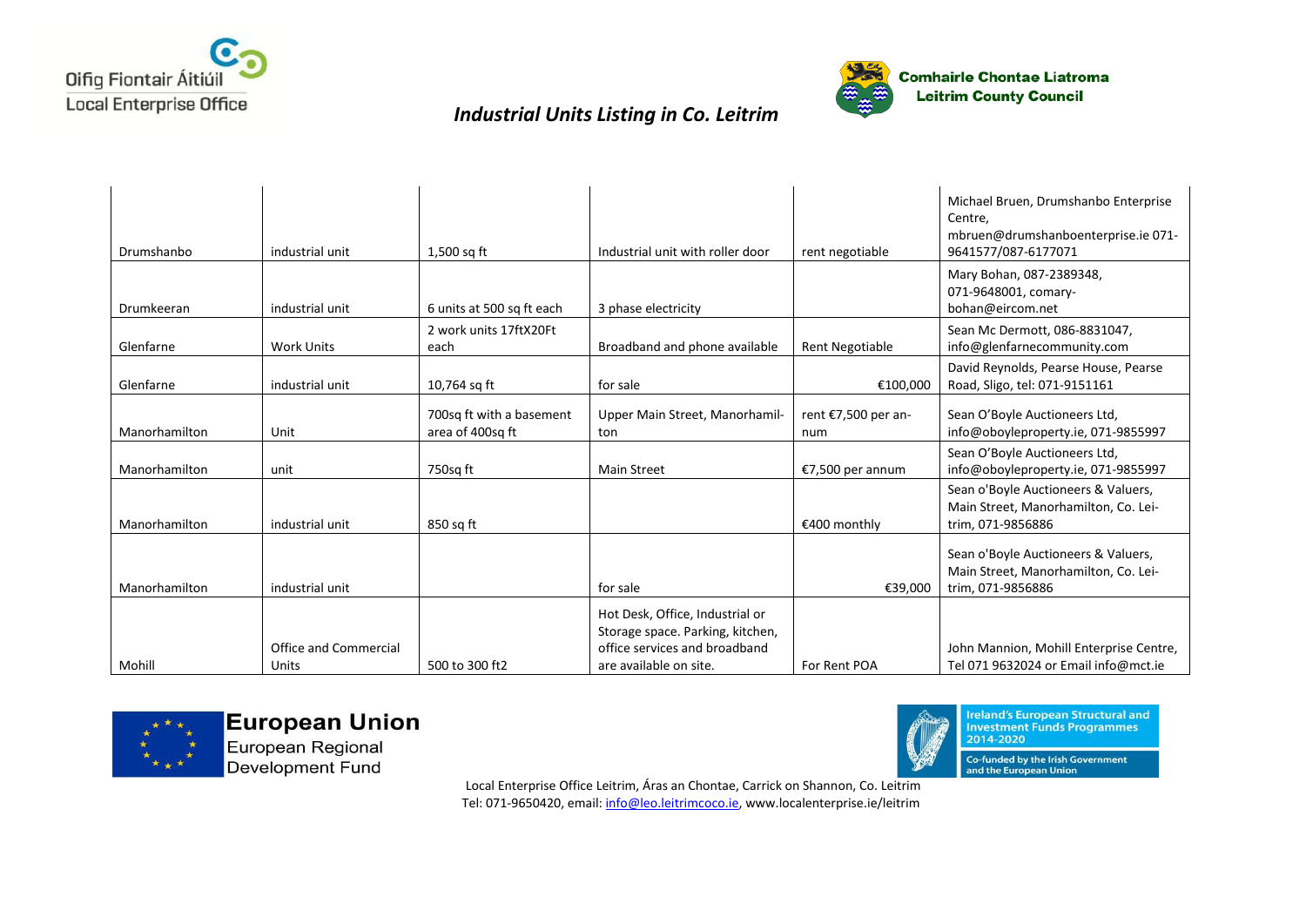*Industrial Units Listing in Co. Leitrim*

| | | | | | |
|---|---|---|---|---|---|
| Drumshanbo | industrial unit | 1,500 sq ft | Industrial unit with roller door | rent negotiable | Michael Bruen, Drumshanbo Enterprise Centre, mbruen@drumshanboenterprise.ie 071-9641577/087-6177071 |
| Drumkeeran | industrial unit | 6 units at 500 sq ft each | 3 phase electricity | | Mary Bohan, 087-2389348, 071-9648001, comary-bohan@eircom.net |
| Glenfarne | Work Units | 2 work units 17ftX20Ft each | Broadband and phone available | Rent Negotiable | Sean Mc Dermott, 086-8831047, info@glenfarnecommunity.com |
| Glenfarne | industrial unit | 10,764 sq ft | for sale | €100,000 | David Reynolds, Pearse House, Pearse Road, Sligo, tel: 071-9151161 |
| Manorhamilton | Unit | 700sq ft with a basement area of 400sq ft | Upper Main Street, Manorhamil-ton | rent €7,500 per an-num | Sean O'Boyle Auctioneers Ltd, info@oboyleproperty.ie, 071-9855997 |
| Manorhamilton | unit | 750sq ft | Main Street | €7,500 per annum | Sean O'Boyle Auctioneers Ltd, info@oboyleproperty.ie, 071-9855997 |
| Manorhamilton | industrial unit | 850 sq ft | | €400 monthly | Sean o'Boyle Auctioneers & Valuers, Main Street, Manorhamilton, Co. Lei-trim, 071-9856886 |
| Manorhamilton | industrial unit | | for sale | €39,000 | Sean o'Boyle Auctioneers & Valuers, Main Street, Manorhamilton, Co. Lei-trim, 071-9856886 |
| Mohill | Office and Commercial Units | 500 to 300 ft2 | Hot Desk, Office, Industrial or Storage space. Parking, kitchen, office services and broadband are available on site. | For Rent POA | John Mannion, Mohill Enterprise Centre, Tel 071 9632024 or Email info@mct.ie |

Local Enterprise Office Leitrim, Áras an Chontae, Carrick on Shannon, Co. Leitrim
Tel: 071-9650420, email: info@leo.leitrimcoco.ie, www.localenterprise.ie/leitrim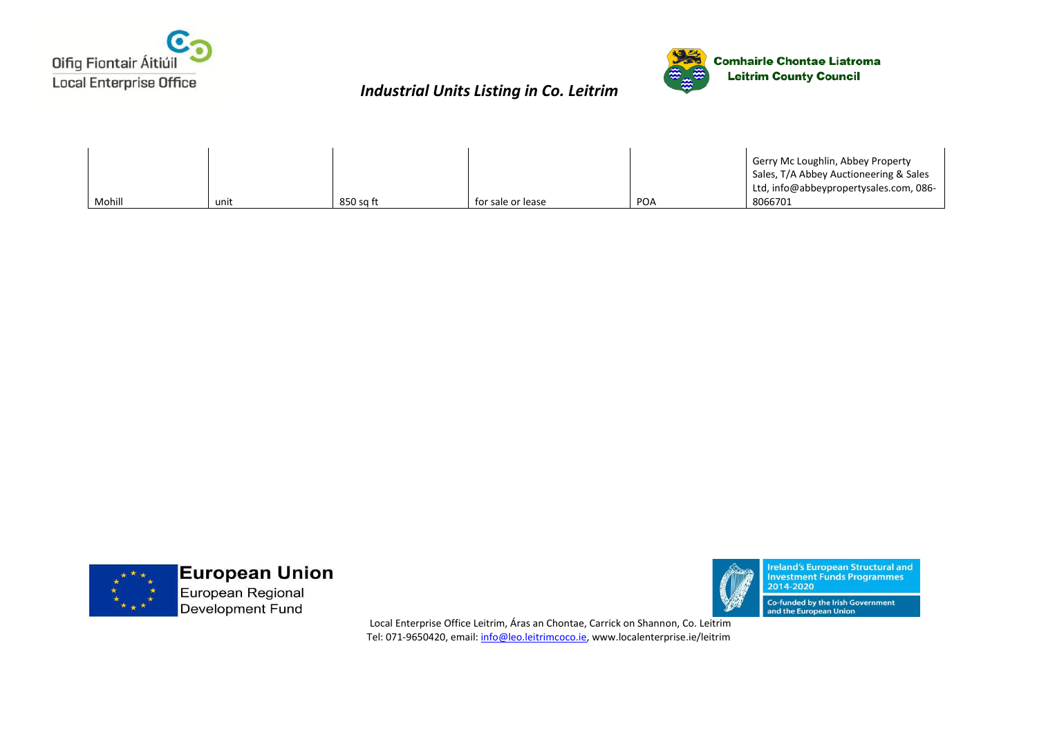| | | | | | |
|---|---|---|---|---|---|
| Mohill | unit | 850 sq ft | for sale or lease | POA | Gerry Mc Loughlin, Abbey Property Sales, T/A Abbey Auctioneering & Sales Ltd, info@abbeypropertysales.com, 086-8066701 |